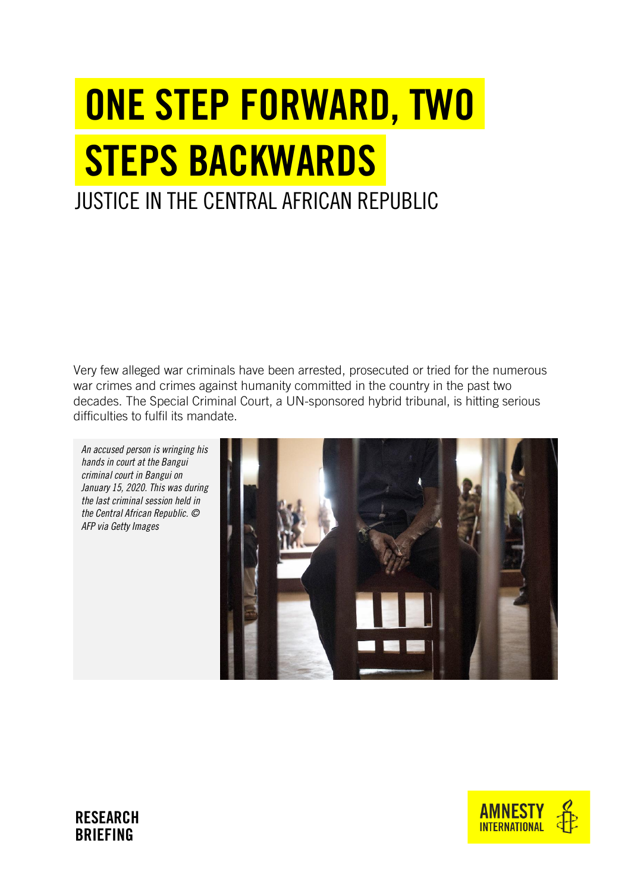# ONE STEP FORWARD, TWO STEPS BACKWARDS

## JUSTICE IN THE CENTRAL AFRICAN REPUBLIC

Very few alleged war criminals have been arrested, prosecuted or tried for the numerous war crimes and crimes against humanity committed in the country in the past two decades. The Special Criminal Court, a UN-sponsored hybrid tribunal, is hitting serious difficulties to fulfil its mandate.

*An accused person is wringing his hands in court at the Bangui criminal court in Bangui on January 15, 2020. This was during the last criminal session held in the Central African Republic. © AFP via Getty Images*

**RESEARCH BRIEFING**

AMNESTY INTERNATIONAL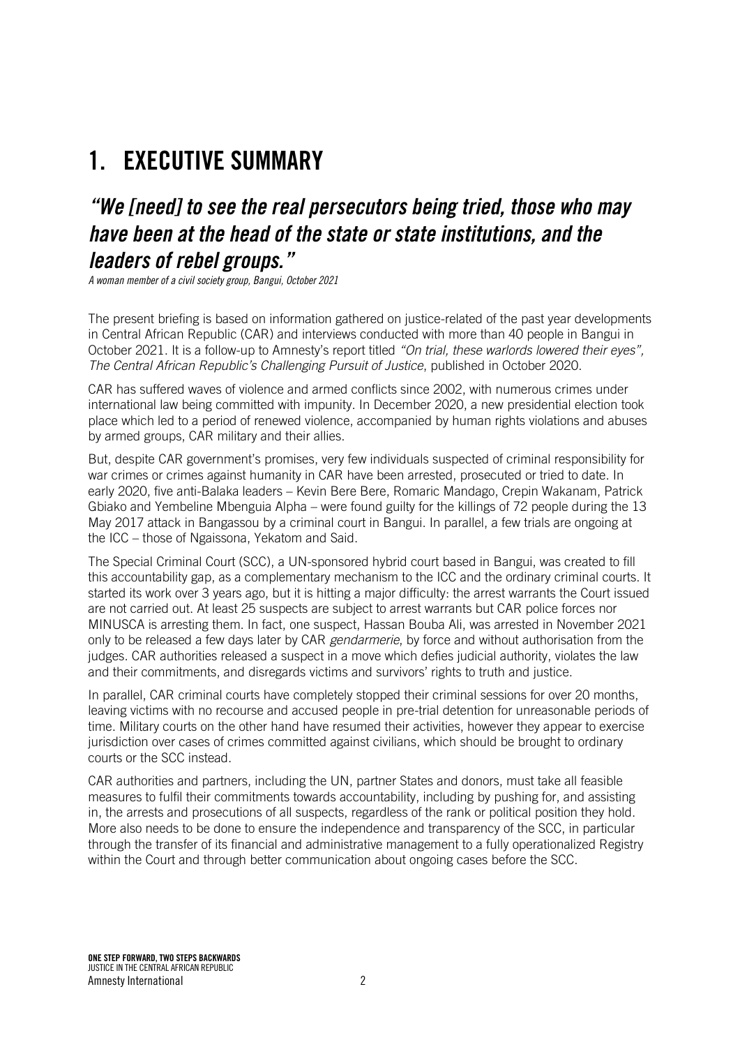# 1. EXECUTIVE SUMMARY

## *"We [need] to see the real persecutors being tried, those who may have been at the head of the state or state institutions, and the leaders of rebel groups."*

*A woman member of a civil society group, Bangui, October 2021*

The present briefing is based on information gathered on justice-related of the past year developments in Central African Republic (CAR) and interviews conducted with more than 40 people in Bangui in October 2021. It is a follow-up to Amnesty's report titled *"On trial, these warlords lowered their eyes", The Central African Republic's Challenging Pursuit of Justice*, published in October 2020.

CAR has suffered waves of violence and armed conflicts since 2002, with numerous crimes under international law being committed with impunity. In December 2020, a new presidential election took place which led to a period of renewed violence, accompanied by human rights violations and abuses by armed groups, CAR military and their allies.

But, despite CAR government's promises, very few individuals suspected of criminal responsibility for war crimes or crimes against humanity in CAR have been arrested, prosecuted or tried to date. In early 2020, five anti-Balaka leaders – Kevin Bere Bere, Romaric Mandago, Crepin Wakanam, Patrick Gbiako and Yembeline Mbenguia Alpha – were found guilty for the killings of 72 people during the 13 May 2017 attack in Bangassou by a criminal court in Bangui. In parallel, a few trials are ongoing at the ICC – those of Ngaissona, Yekatom and Said.

The Special Criminal Court (SCC), a UN-sponsored hybrid court based in Bangui, was created to fill this accountability gap, as a complementary mechanism to the ICC and the ordinary criminal courts. It started its work over 3 years ago, but it is hitting a major difficulty: the arrest warrants the Court issued are not carried out. At least 25 suspects are subject to arrest warrants but CAR police forces nor MINUSCA is arresting them. In fact, one suspect, Hassan Bouba Ali, was arrested in November 2021 only to be released a few days later by CAR *gendarmerie*, by force and without authorisation from the judges. CAR authorities released a suspect in a move which defies judicial authority, violates the law and their commitments, and disregards victims and survivors' rights to truth and justice.

In parallel, CAR criminal courts have completely stopped their criminal sessions for over 20 months, leaving victims with no recourse and accused people in pre-trial detention for unreasonable periods of time. Military courts on the other hand have resumed their activities, however they appear to exercise jurisdiction over cases of crimes committed against civilians, which should be brought to ordinary courts or the SCC instead.

CAR authorities and partners, including the UN, partner States and donors, must take all feasible measures to fulfil their commitments towards accountability, including by pushing for, and assisting in, the arrests and prosecutions of all suspects, regardless of the rank or political position they hold. More also needs to be done to ensure the independence and transparency of the SCC, in particular through the transfer of its financial and administrative management to a fully operationalized Registry within the Court and through better communication about ongoing cases before the SCC.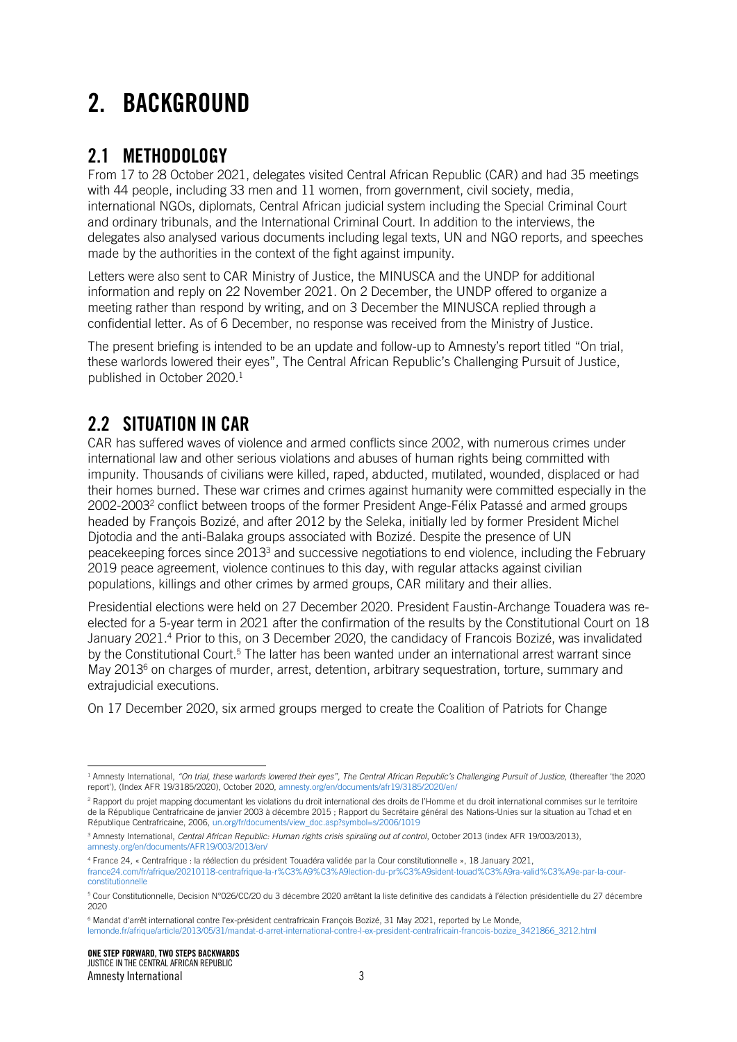# 2. BACKGROUND

## 2.1 METHODOLOGY

From 17 to 28 October 2021, delegates visited Central African Republic (CAR) and had 35 meetings with 44 people, including 33 men and 11 women, from government, civil society, media, international NGOs, diplomats, Central African judicial system including the Special Criminal Court and ordinary tribunals, and the International Criminal Court. In addition to the interviews, the delegates also analysed various documents including legal texts, UN and NGO reports, and speeches made by the authorities in the context of the fight against impunity.

Letters were also sent to CAR Ministry of Justice, the MINUSCA and the UNDP for additional information and reply on 22 November 2021. On 2 December, the UNDP offered to organize a meeting rather than respond by writing, and on 3 December the MINUSCA replied through a confidential letter. As of 6 December, no response was received from the Ministry of Justice.

The present briefing is intended to be an update and follow-up to Amnesty's report titled "On trial, these warlords lowered their eyes", The Central African Republic's Challenging Pursuit of Justice, published in October 2020.[1]

## 2.2 SITUATION IN CAR

CAR has suffered waves of violence and armed conflicts since 2002, with numerous crimes under international law and other serious violations and abuses of human rights being committed with impunity. Thousands of civilians were killed, raped, abducted, mutilated, wounded, displaced or had their homes burned. These war crimes and crimes against humanity were committed especially in the 2002-2003[2] conflict between troops of the former President Ange-Félix Patassé and armed groups headed by François Bozizé, and after 2012 by the Seleka, initially led by former President Michel Djotodia and the anti-Balaka groups associated with Bozizé. Despite the presence of UN peacekeeping forces since 2013[3] and successive negotiations to end violence, including the February 2019 peace agreement, violence continues to this day, with regular attacks against civilian populations, killings and other crimes by armed groups, CAR military and their allies.

Presidential elections were held on 27 December 2020. President Faustin-Archange Touadera was re-elected for a 5-year term in 2021 after the confirmation of the results by the Constitutional Court on 18 January 2021.[4] Prior to this, on 3 December 2020, the candidacy of Francois Bozizé, was invalidated by the Constitutional Court.[5] The latter has been wanted under an international arrest warrant since May 2013[6] on charges of murder, arrest, detention, arbitrary sequestration, torture, summary and extrajudicial executions.

On 17 December 2020, six armed groups merged to create the Coalition of Patriots for Change

---

[1] Amnesty International, *"On trial, these warlords lowered their eyes"*, *The Central African Republic's Challenging Pursuit of Justice*, (thereafter 'the 2020 report'), (Index AFR 19/3185/2020), October 2020, amnesty.org/en/documents/afr19/3185/2020/en/

[2] Rapport du projet mapping documentant les violations du droit international des droits de l'Homme et du droit international commises sur le territoire de la République Centrafricaine de janvier 2003 à décembre 2015 ; Rapport du Secrétaire général des Nations-Unies sur la situation au Tchad et en République Centrafricaine, 2006, un.org/fr/documents/view_doc.asp?symbol=s/2006/1019

[3] Amnesty International, *Central African Republic: Human rights crisis spiraling out of control*, October 2013 (index AFR 19/003/2013), amnesty.org/en/documents/AFR19/003/2013/en/

[4] France 24, « Centrafrique : la réélection du président Touadéra validée par la Cour constitutionnelle », 18 January 2021, france24.com/fr/afrique/20210118-centrafrique-la-r%C3%A9%C3%A9lection-du-pr%C3%A9sident-touad%C3%A9ra-valid%C3%A9e-par-la-cour-constitutionnelle

[5] Cour Constitutionnelle, Decision N°026/CC/20 du 3 décembre 2020 arrêtant la liste definitive des candidats à l'élection présidentielle du 27 décembre 2020

[6] Mandat d'arrêt international contre l'ex-président centrafricain François Bozizé, 31 May 2021, reported by Le Monde, lemonde.fr/afrique/article/2013/05/31/mandat-d-arret-international-contre-l-ex-president-centrafricain-francois-bozize_3421866_3212.html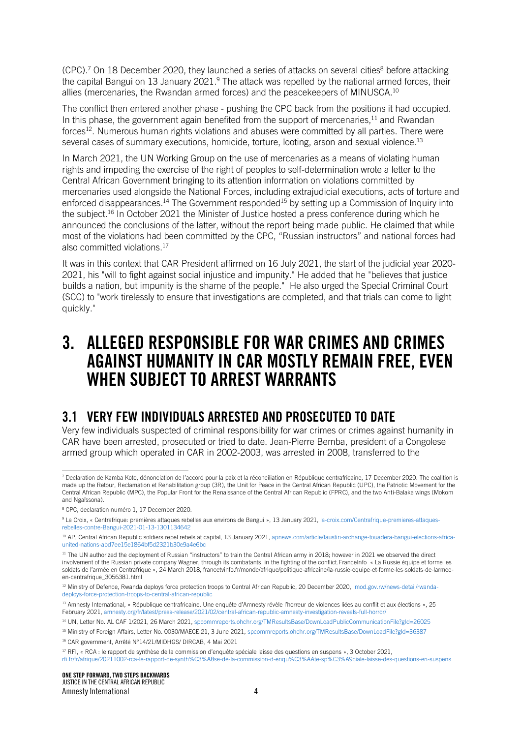(CPC).[7] On 18 December 2020, they launched a series of attacks on several cities[8] before attacking the capital Bangui on 13 January 2021.[9] The attack was repelled by the national armed forces, their allies (mercenaries, the Rwandan armed forces) and the peacekeepers of MINUSCA.[10]

The conflict then entered another phase - pushing the CPC back from the positions it had occupied. In this phase, the government again benefited from the support of mercenaries,[11] and Rwandan forces[12]. Numerous human rights violations and abuses were committed by all parties. There were several cases of summary executions, homicide, torture, looting, arson and sexual violence.[13]

In March 2021, the UN Working Group on the use of mercenaries as a means of violating human rights and impeding the exercise of the right of peoples to self-determination wrote a letter to the Central African Government bringing to its attention information on violations committed by mercenaries used alongside the National Forces, including extrajudicial executions, acts of torture and enforced disappearances.[14] The Government responded[15] by setting up a Commission of Inquiry into the subject.[16] In October 2021 the Minister of Justice hosted a press conference during which he announced the conclusions of the latter, without the report being made public. He claimed that while most of the violations had been committed by the CPC, "Russian instructors" and national forces had also committed violations.[17]

It was in this context that CAR President affirmed on 16 July 2021, the start of the judicial year 2020-2021, his "will to fight against social injustice and impunity." He added that he "believes that justice builds a nation, but impunity is the shame of the people." He also urged the Special Criminal Court (SCC) to "work tirelessly to ensure that investigations are completed, and that trials can come to light quickly."

# 3. ALLEGED RESPONSIBLE FOR WAR CRIMES AND CRIMES AGAINST HUMANITY IN CAR MOSTLY REMAIN FREE, EVEN WHEN SUBJECT TO ARREST WARRANTS

## 3.1 VERY FEW INDIVIDUALS ARRESTED AND PROSECUTED TO DATE

Very few individuals suspected of criminal responsibility for war crimes or crimes against humanity in CAR have been arrested, prosecuted or tried to date. Jean-Pierre Bemba, president of a Congolese armed group which operated in CAR in 2002-2003, was arrested in 2008, transferred to the

---

[7] Declaration de Kamba Koto, dénonciation de l'accord pour la paix et la réconciliation en République centrafricaine, 17 December 2020. The coalition is made up the Retour, Reclamation et Rehabilitation group (3R), the Unit for Peace in the Central African Republic (UPC), the Patriotic Movement for the Central African Republic (MPC), the Popular Front for the Renaissance of the Central African Republic (FPRC), and the two Anti-Balaka wings (Mokom and Ngaïssona).

[8] CPC, declaration numéro 1, 17 December 2020.

[9] La Croix, « Centrafrique: premières attaques rebelles aux environs de Bangui », 13 January 2021, la-croix.com/Centrafrique-premieres-attaques-rebelles-contre-Bangui-2021-01-13-1301134642

[10] AP, Central African Republic soldiers repel rebels at capital, 13 January 2021, apnews.com/article/faustin-archange-touadera-bangui-elections-africa-united-nations-abd7ee15e1864bf5d2321b30e9a4e6bc

[11] The UN authorized the deployment of Russian "instructors" to train the Central African army in 2018; however in 2021 we observed the direct involvement of the Russian private company Wagner, through its combatants, in the fighting of the conflict.FranceInfo « La Russie équipe et forme les soldats de l'armée en Centrafrique », 24 March 2018, francetvinfo.fr/monde/afrique/politique-africaine/la-russie-equipe-et-forme-les-soldats-de-larmee-en-centrafrique_3056381.html

[12] Ministry of Defence, Rwanda deploys force protection troops to Central African Republic, 20 December 2020, mod.gov.rw/news-detail/rwanda-deploys-force-protection-troops-to-central-african-republic

[13] Amnesty International, « République centrafricaine. Une enquête d'Amnesty révèle l'horreur de violences liées au conflit et aux élections », 25 February 2021, amnesty.org/fr/latest/press-release/2021/02/central-african-republic-amnesty-investigation-reveals-full-horror/

[14] UN, Letter No. AL CAF 1/2021, 26 March 2021, spcommreports.ohchr.org/TMResultsBase/DownLoadPublicCommunicationFile?gId=26025

[15] Ministry of Foreign Affairs, Letter No. 0030/MAECE.21, 3 June 2021, spcommreports.ohchr.org/TMResultsBase/DownLoadFile?gId=36387

[16] CAR government, Arrêté N°14/21/MIDHGS/ DIRCAB, 4 Mai 2021

[17] RFI, « RCA : le rapport de synthèse de la commission d'enquête spéciale laisse des questions en suspens », 3 October 2021, rfi.fr/fr/afrique/20211002-rca-le-rapport-de-synth%C3%A8se-de-la-commission-d-enqu%C3%AAte-sp%C3%A9ciale-laisse-des-questions-en-suspens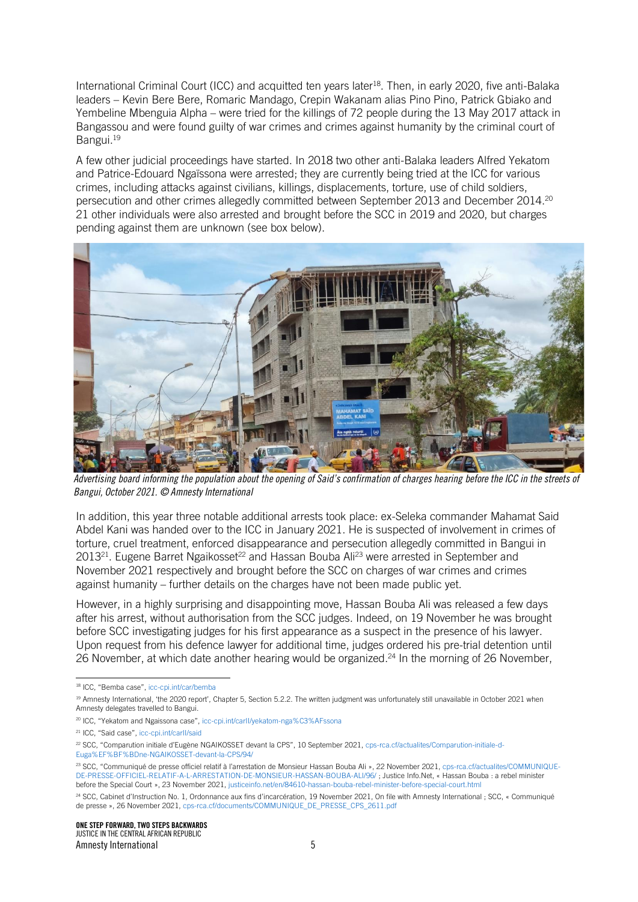International Criminal Court (ICC) and acquitted ten years later[18]. Then, in early 2020, five anti-Balaka leaders – Kevin Bere Bere, Romaric Mandago, Crepin Wakanam alias Pino Pino, Patrick Gbiako and Yembeline Mbenguia Alpha – were tried for the killings of 72 people during the 13 May 2017 attack in Bangassou and were found guilty of war crimes and crimes against humanity by the criminal court of Bangui.[19]

A few other judicial proceedings have started. In 2018 two other anti-Balaka leaders Alfred Yekatom and Patrice-Edouard Ngaïssona were arrested; they are currently being tried at the ICC for various crimes, including attacks against civilians, killings, displacements, torture, use of child soldiers, persecution and other crimes allegedly committed between September 2013 and December 2014.[20] 21 other individuals were also arrested and brought before the SCC in 2019 and 2020, but charges pending against them are unknown (see box below).

*Advertising board informing the population about the opening of Said's confirmation of charges hearing before the ICC in the streets of Bangui, October 2021. © Amnesty International*

In addition, this year three notable additional arrests took place: ex-Seleka commander Mahamat Said Abdel Kani was handed over to the ICC in January 2021. He is suspected of involvement in crimes of torture, cruel treatment, enforced disappearance and persecution allegedly committed in Bangui in 2013[21]. Eugene Barret Ngaikosset[22] and Hassan Bouba Ali[23] were arrested in September and November 2021 respectively and brought before the SCC on charges of war crimes and crimes against humanity – further details on the charges have not been made public yet.

However, in a highly surprising and disappointing move, Hassan Bouba Ali was released a few days after his arrest, without authorisation from the SCC judges. Indeed, on 19 November he was brought before SCC investigating judges for his first appearance as a suspect in the presence of his lawyer. Upon request from his defence lawyer for additional time, judges ordered his pre-trial detention until 26 November, at which date another hearing would be organized.[24] In the morning of 26 November,

---

[18] ICC, "Bemba case", icc-cpi.int/car/bemba

[19] Amnesty International, 'the 2020 report', Chapter 5, Section 5.2.2. The written judgment was unfortunately still unavailable in October 2021 when Amnesty delegates travelled to Bangui.

[20] ICC, "Yekatom and Ngaissona case", icc-cpi.int/carII/yekatom-nga%C3%AFssona

[21] ICC, "Said case", icc-cpi.int/carII/said

[22] SCC, "Comparution initiale d'Eugène NGAIKOSSET devant la CPS", 10 September 2021, cps-rca.cf/actualites/Comparution-initiale-d-Euga%EF%BF%BDne-NGAIKOSSET-devant-la-CPS/94/

[23] SCC, "Communiqué de presse officiel relatif à l'arrestation de Monsieur Hassan Bouba Ali », 22 November 2021, cps-rca.cf/actualites/COMMUNIQUE-DE-PRESSE-OFFICIEL-RELATIF-A-L-ARRESTATION-DE-MONSIEUR-HASSAN-BOUBA-ALI/96/ ; Justice Info.Net, « Hassan Bouba : a rebel minister before the Special Court », 23 November 2021, justiceinfo.net/en/84610-hassan-bouba-rebel-minister-before-special-court.html

[24] SCC, Cabinet d'Instruction No. 1, Ordonnance aux fins d'incarcération, 19 November 2021, On file with Amnesty International ; SCC, « Communiqué de presse », 26 November 2021, cps-rca.cf/documents/COMMUNIQUE_DE_PRESSE_CPS_2611.pdf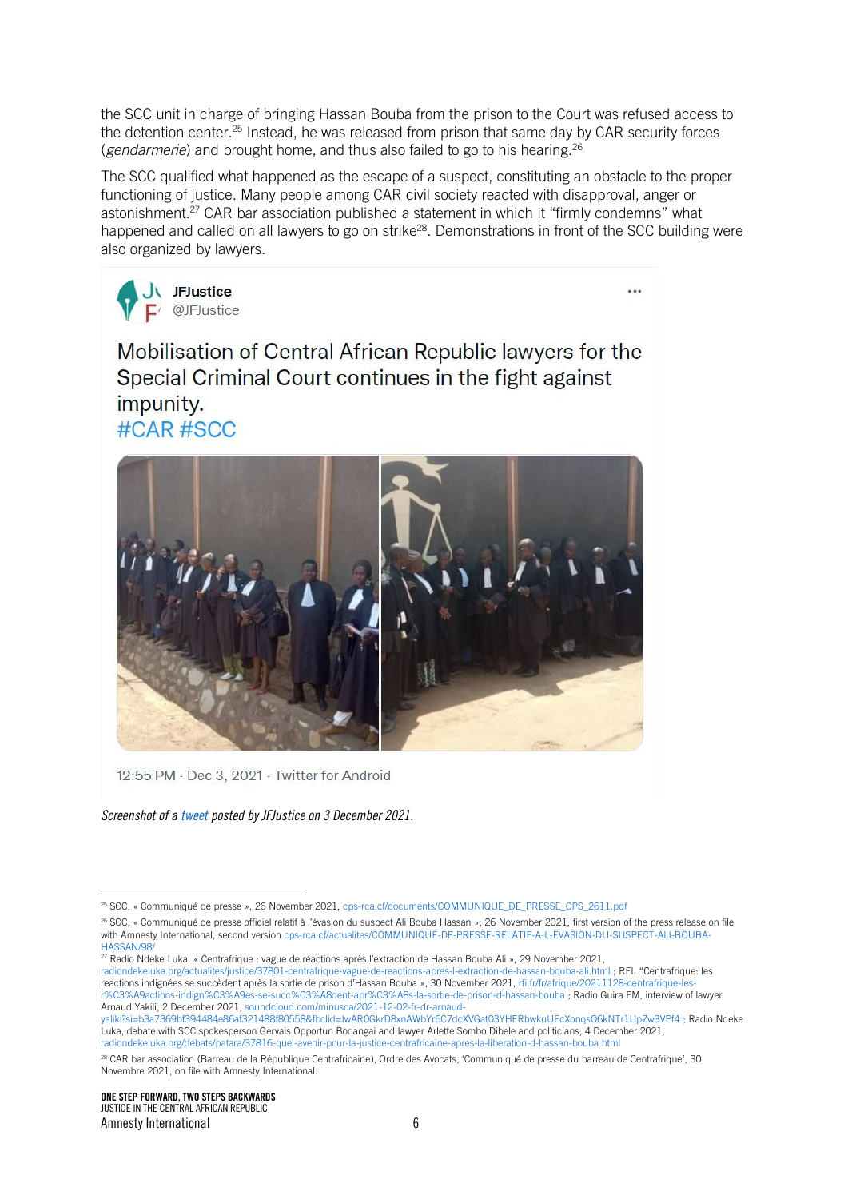the SCC unit in charge of bringing Hassan Bouba from the prison to the Court was refused access to the detention center.[25] Instead, he was released from prison that same day by CAR security forces (*gendarmerie*) and brought home, and thus also failed to go to his hearing.[26]

The SCC qualified what happened as the escape of a suspect, constituting an obstacle to the proper functioning of justice. Many people among CAR civil society reacted with disapproval, anger or astonishment.[27] CAR bar association published a statement in which it "firmly condemns" what happened and called on all lawyers to go on strike[28]. Demonstrations in front of the SCC building were also organized by lawyers.

JFJustice
@JFJustice

Mobilisation of Central African Republic lawyers for the Special Criminal Court continues in the fight against impunity.
#CAR #SCC

12:55 PM · Dec 3, 2021 · Twitter for Android

*Screenshot of a tweet posted by JFJustice on 3 December 2021.*

---

[25] SCC, « Communiqué de presse », 26 November 2021, cps-rca.cf/documents/COMMUNIQUE_DE_PRESSE_CPS_2611.pdf

[26] SCC, « Communiqué de presse officiel relatif à l'évasion du suspect Ali Bouba Hassan », 26 November 2021, first version of the press release on file with Amnesty International, second version cps-rca.cf/actualites/COMMUNIQUE-DE-PRESSE-RELATIF-A-L-EVASION-DU-SUSPECT-ALI-BOUBA-HASSAN/98/

[27] Radio Ndeke Luka, « Centrafrique : vague de réactions après l'extraction de Hassan Bouba Ali », 29 November 2021, radiondekeluka.org/actualites/justice/37801-centrafrique-vague-de-reactions-apres-l-extraction-de-hassan-bouba-ali.html ; RFI, "Centrafrique: les reactions indignées se succèdent après la sortie de prison d'Hassan Bouba », 30 November 2021, rfi.fr/fr/afrique/20211128-centrafrique-les-r%C3%A9actions-indign%C3%A9es-se-succ%C3%A8dent-apr%C3%A8s-la-sortie-de-prison-d-hassan-bouba ; Radio Guira FM, interview of lawyer Arnaud Yakili, 2 December 2021, soundcloud.com/minusca/2021-12-02-fr-dr-arnaud-yaliki?si=b3a7369bf394484e86af321488f80558&fbclid=IwAR0GkrD8xnAWbYr6C7dcXVGat03YHFRbwkuUEcXonqsO6kNTr1UpZw3VPf4 ; Radio Ndeke Luka, debate with SCC spokesperson Gervais Opportun Bodangai and lawyer Arlette Sombo Dibele and politicians, 4 December 2021, radiondekeluka.org/debats/patara/37816-quel-avenir-pour-la-justice-centrafricaine-apres-la-liberation-d-hassan-bouba.html

[28] CAR bar association (Barreau de la République Centrafricaine), Ordre des Avocats, 'Communiqué de presse du barreau de Centrafrique', 30 Novembre 2021, on file with Amnesty International.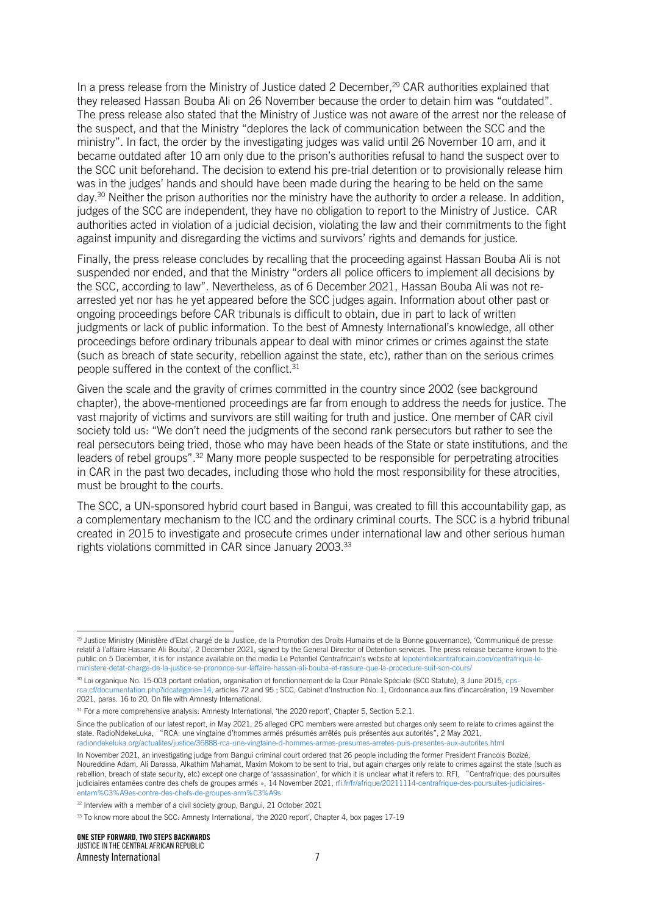In a press release from the Ministry of Justice dated 2 December,[29] CAR authorities explained that they released Hassan Bouba Ali on 26 November because the order to detain him was "outdated". The press release also stated that the Ministry of Justice was not aware of the arrest nor the release of the suspect, and that the Ministry "deplores the lack of communication between the SCC and the ministry". In fact, the order by the investigating judges was valid until 26 November 10 am, and it became outdated after 10 am only due to the prison's authorities refusal to hand the suspect over to the SCC unit beforehand. The decision to extend his pre-trial detention or to provisionally release him was in the judges' hands and should have been made during the hearing to be held on the same day.[30] Neither the prison authorities nor the ministry have the authority to order a release. In addition, judges of the SCC are independent, they have no obligation to report to the Ministry of Justice. CAR authorities acted in violation of a judicial decision, violating the law and their commitments to the fight against impunity and disregarding the victims and survivors' rights and demands for justice.

Finally, the press release concludes by recalling that the proceeding against Hassan Bouba Ali is not suspended nor ended, and that the Ministry "orders all police officers to implement all decisions by the SCC, according to law". Nevertheless, as of 6 December 2021, Hassan Bouba Ali was not re-arrested yet nor has he yet appeared before the SCC judges again. Information about other past or ongoing proceedings before CAR tribunals is difficult to obtain, due in part to lack of written judgments or lack of public information. To the best of Amnesty International's knowledge, all other proceedings before ordinary tribunals appear to deal with minor crimes or crimes against the state (such as breach of state security, rebellion against the state, etc), rather than on the serious crimes people suffered in the context of the conflict.[31]

Given the scale and the gravity of crimes committed in the country since 2002 (see background chapter), the above-mentioned proceedings are far from enough to address the needs for justice. The vast majority of victims and survivors are still waiting for truth and justice. One member of CAR civil society told us: "We don't need the judgments of the second rank persecutors but rather to see the real persecutors being tried, those who may have been heads of the State or state institutions, and the leaders of rebel groups".[32] Many more people suspected to be responsible for perpetrating atrocities in CAR in the past two decades, including those who hold the most responsibility for these atrocities, must be brought to the courts.

The SCC, a UN-sponsored hybrid court based in Bangui, was created to fill this accountability gap, as a complementary mechanism to the ICC and the ordinary criminal courts. The SCC is a hybrid tribunal created in 2015 to investigate and prosecute crimes under international law and other serious human rights violations committed in CAR since January 2003.[33]

---

[29] Justice Ministry (Ministère d'Etat chargé de la Justice, de la Promotion des Droits Humains et de la Bonne gouvernance), 'Communiqué de presse relatif à l'affaire Hassane Ali Bouba', 2 December 2021, signed by the General Director of Detention services. The press release became known to the public on 5 December, it is for instance available on the media Le Potentiel Centrafricain's website at lepotentielcentrafricain.com/centrafrique-le-ministere-detat-charge-de-la-justice-se-prononce-sur-laffaire-hassan-ali-bouba-et-rassure-que-la-procedure-suit-son-cours/

[30] Loi organique No. 15-003 portant création, organisation et fonctionnement de la Cour Pénale Spéciale (SCC Statute), 3 June 2015, cps-rca.cf/documentation.php?idcategorie=14, articles 72 and 95 ; SCC, Cabinet d'Instruction No. 1, Ordonnance aux fins d'incarcération, 19 November 2021, paras. 16 to 20, On file with Amnesty International.

[31] For a more comprehensive analysis: Amnesty International, 'the 2020 report', Chapter 5, Section 5.2.1.

Since the publication of our latest report, in May 2021, 25 alleged CPC members were arrested but charges only seem to relate to crimes against the state. RadioNdekeLuka, "RCA: une vingtaine d'hommes armés présumés arrêtés puis présentés aux autorités", 2 May 2021, radiondekeluka.org/actualites/justice/36888-rca-une-vingtaine-d-hommes-armes-presumes-arretes-puis-presentes-aux-autorites.html

In November 2021, an investigating judge from Bangui criminal court ordered that 26 people including the former President Francois Bozizé, Noureddine Adam, Ali Darassa, Alkathim Mahamat, Maxim Mokom to be sent to trial, but again charges only relate to crimes against the state (such as rebellion, breach of state security, etc) except one charge of 'assassination', for which it is unclear what it refers to. RFI, "Centrafrique: des poursuites judiciaires entamées contre des chefs de groupes armés », 14 November 2021, rfi.fr/fr/afrique/20211114-centrafrique-des-poursuites-judiciaires-entam%C3%A9es-contre-des-chefs-de-groupes-arm%C3%A9s

[32] Interview with a member of a civil society group, Bangui, 21 October 2021

[33] To know more about the SCC: Amnesty International, 'the 2020 report', Chapter 4, box pages 17-19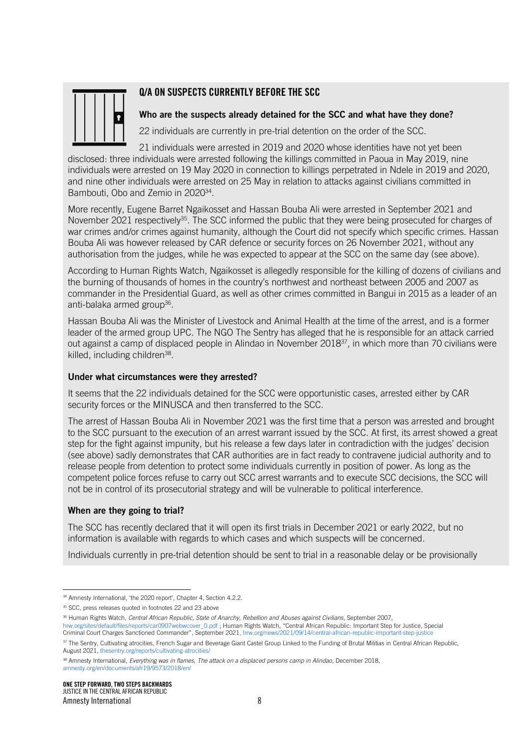## Q/A ON SUSPECTS CURRENTLY BEFORE THE SCC

### Who are the suspects already detained for the SCC and what have they done?

22 individuals are currently in pre-trial detention on the order of the SCC.

21 individuals were arrested in 2019 and 2020 whose identities have not yet been disclosed: three individuals were arrested following the killings committed in Paoua in May 2019, nine individuals were arrested on 19 May 2020 in connection to killings perpetrated in Ndele in 2019 and 2020, and nine other individuals were arrested on 25 May in relation to attacks against civilians committed in Bambouti, Obo and Zemio in 2020[34].

More recently, Eugene Barret Ngaikosset and Hassan Bouba Ali were arrested in September 2021 and November 2021 respectively[35]. The SCC informed the public that they were being prosecuted for charges of war crimes and/or crimes against humanity, although the Court did not specify which specific crimes. Hassan Bouba Ali was however released by CAR defence or security forces on 26 November 2021, without any authorisation from the judges, while he was expected to appear at the SCC on the same day (see above).

According to Human Rights Watch, Ngaikosset is allegedly responsible for the killing of dozens of civilians and the burning of thousands of homes in the country's northwest and northeast between 2005 and 2007 as commander in the Presidential Guard, as well as other crimes committed in Bangui in 2015 as a leader of an anti-balaka armed group[36].

Hassan Bouba Ali was the Minister of Livestock and Animal Health at the time of the arrest, and is a former leader of the armed group UPC. The NGO The Sentry has alleged that he is responsible for an attack carried out against a camp of displaced people in Alindao in November 2018[37], in which more than 70 civilians were killed, including children[38].

### Under what circumstances were they arrested?

It seems that the 22 individuals detained for the SCC were opportunistic cases, arrested either by CAR security forces or the MINUSCA and then transferred to the SCC.

The arrest of Hassan Bouba Ali in November 2021 was the first time that a person was arrested and brought to the SCC pursuant to the execution of an arrest warrant issued by the SCC. At first, its arrest showed a great step for the fight against impunity, but his release a few days later in contradiction with the judges' decision (see above) sadly demonstrates that CAR authorities are in fact ready to contravene judicial authority and to release people from detention to protect some individuals currently in position of power. As long as the competent police forces refuse to carry out SCC arrest warrants and to execute SCC decisions, the SCC will not be in control of its prosecutorial strategy and will be vulnerable to political interference.

### When are they going to trial?

The SCC has recently declared that it will open its first trials in December 2021 or early 2022, but no information is available with regards to which cases and which suspects will be concerned.

Individuals currently in pre-trial detention should be sent to trial in a reasonable delay or be provisionally

---

[34] Amnesty International, 'the 2020 report', Chapter 4, Section 4.2.2.

[35] SCC, press releases quoted in footnotes 22 and 23 above

[36] Human Rights Watch, *Central African Republic, State of Anarchy, Rebellion and Abuses against Civilians*, September 2007, hrw.org/sites/default/files/reports/car0907webwcover_0.pdf ; Human Rights Watch, "Central African Republic: Important Step for Justice, Special Criminal Court Charges Sanctioned Commander", September 2021, hrw.org/news/2021/09/14/central-african-republic-important-step-justice

[37] The Sentry, Cultivating atrocities, French Sugar and Beverage Giant Castel Group Linked to the Funding of Brutal Militias in Central African Republic, August 2021, thesentry.org/reports/cultivating-atrocities/

[38] Amnesty International, *Everything was in flames, The attack on a displaced persons camp in Alindao*, December 2018, amnesty.org/en/documents/afr19/9573/2018/en/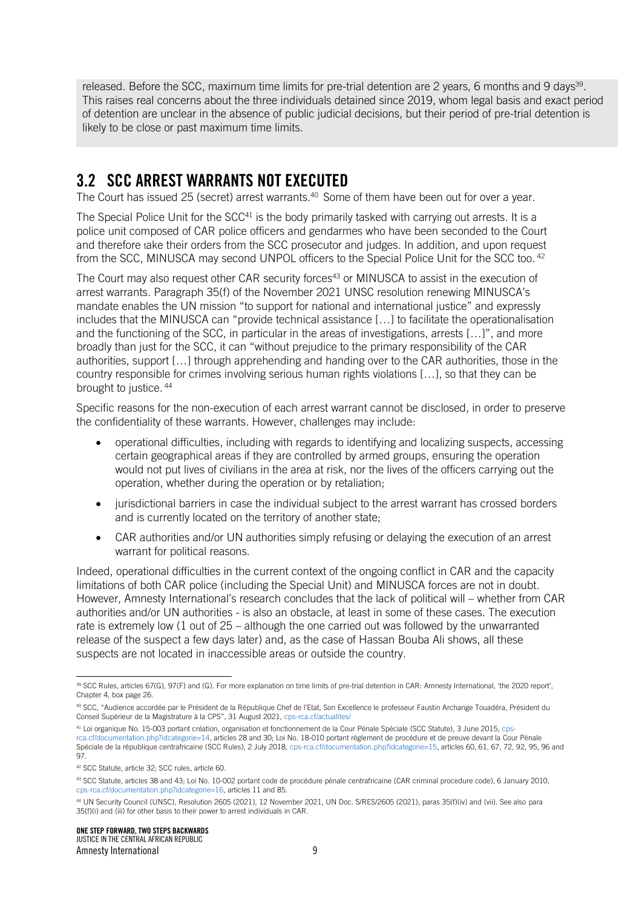released. Before the SCC, maximum time limits for pre-trial detention are 2 years, 6 months and 9 days[39]. This raises real concerns about the three individuals detained since 2019, whom legal basis and exact period of detention are unclear in the absence of public judicial decisions, but their period of pre-trial detention is likely to be close or past maximum time limits.

## 3.2 SCC ARREST WARRANTS NOT EXECUTED

The Court has issued 25 (secret) arrest warrants.[40] Some of them have been out for over a year.

The Special Police Unit for the SCC[41] is the body primarily tasked with carrying out arrests. It is a police unit composed of CAR police officers and gendarmes who have been seconded to the Court and therefore take their orders from the SCC prosecutor and judges. In addition, and upon request from the SCC, MINUSCA may second UNPOL officers to the Special Police Unit for the SCC too. [42]

The Court may also request other CAR security forces[43] or MINUSCA to assist in the execution of arrest warrants. Paragraph 35(f) of the November 2021 UNSC resolution renewing MINUSCA's mandate enables the UN mission "to support for national and international justice" and expressly includes that the MINUSCA can "provide technical assistance […] to facilitate the operationalisation and the functioning of the SCC, in particular in the areas of investigations, arrests […]", and more broadly than just for the SCC, it can "without prejudice to the primary responsibility of the CAR authorities, support […] through apprehending and handing over to the CAR authorities, those in the country responsible for crimes involving serious human rights violations […], so that they can be brought to justice. [44]

Specific reasons for the non-execution of each arrest warrant cannot be disclosed, in order to preserve the confidentiality of these warrants. However, challenges may include:

- operational difficulties, including with regards to identifying and localizing suspects, accessing certain geographical areas if they are controlled by armed groups, ensuring the operation would not put lives of civilians in the area at risk, nor the lives of the officers carrying out the operation, whether during the operation or by retaliation;
- jurisdictional barriers in case the individual subject to the arrest warrant has crossed borders and is currently located on the territory of another state;
- CAR authorities and/or UN authorities simply refusing or delaying the execution of an arrest warrant for political reasons.

Indeed, operational difficulties in the current context of the ongoing conflict in CAR and the capacity limitations of both CAR police (including the Special Unit) and MINUSCA forces are not in doubt. However, Amnesty International's research concludes that the lack of political will – whether from CAR authorities and/or UN authorities - is also an obstacle, at least in some of these cases. The execution rate is extremely low (1 out of 25 – although the one carried out was followed by the unwarranted release of the suspect a few days later) and, as the case of Hassan Bouba Ali shows, all these suspects are not located in inaccessible areas or outside the country.

---

[39] SCC Rules, articles 67(G), 97(F) and (G). For more explanation on time limits of pre-trial detention in CAR: Amnesty International, 'the 2020 report', Chapter 4, box page 26.

[40] SCC, "Audience accordée par le Président de la République Chef de l'Etat, Son Excellence le professeur Faustin Archange Touadéra, Président du Conseil Supérieur de la Magistrature à la CPS", 31 August 2021, cps-rca.cf/actualites/

[41] Loi organique No. 15-003 portant création, organisation et fonctionnement de la Cour Pénale Spéciale (SCC Statute), 3 June 2015, cps-rca.cf/documentation.php?idcategorie=14, articles 28 and 30; Loi No. 18-010 portant règlement de procédure et de preuve devant la Cour Pénale Spéciale de la république centrafricaine (SCC Rules), 2 July 2018, cps-rca.cf/documentation.php?idcategorie=15, articles 60, 61, 67, 72, 92, 95, 96 and 97.

[42] SCC Statute, article 32; SCC rules, article 60.

[43] SCC Statute, articles 38 and 43; Loi No. 10-002 portant code de procédure pénale centrafricaine (CAR criminal procedure code), 6 January 2010, cps-rca.cf/documentation.php?idcategorie=16, articles 11 and 85.

[44] UN Security Council (UNSC), Resolution 2605 (2021), 12 November 2021, UN Doc. S/RES/2605 (2021), paras 35(f)(iv) and (vii). See also para 35(f)(i) and (iii) for other basis to their power to arrest individuals in CAR.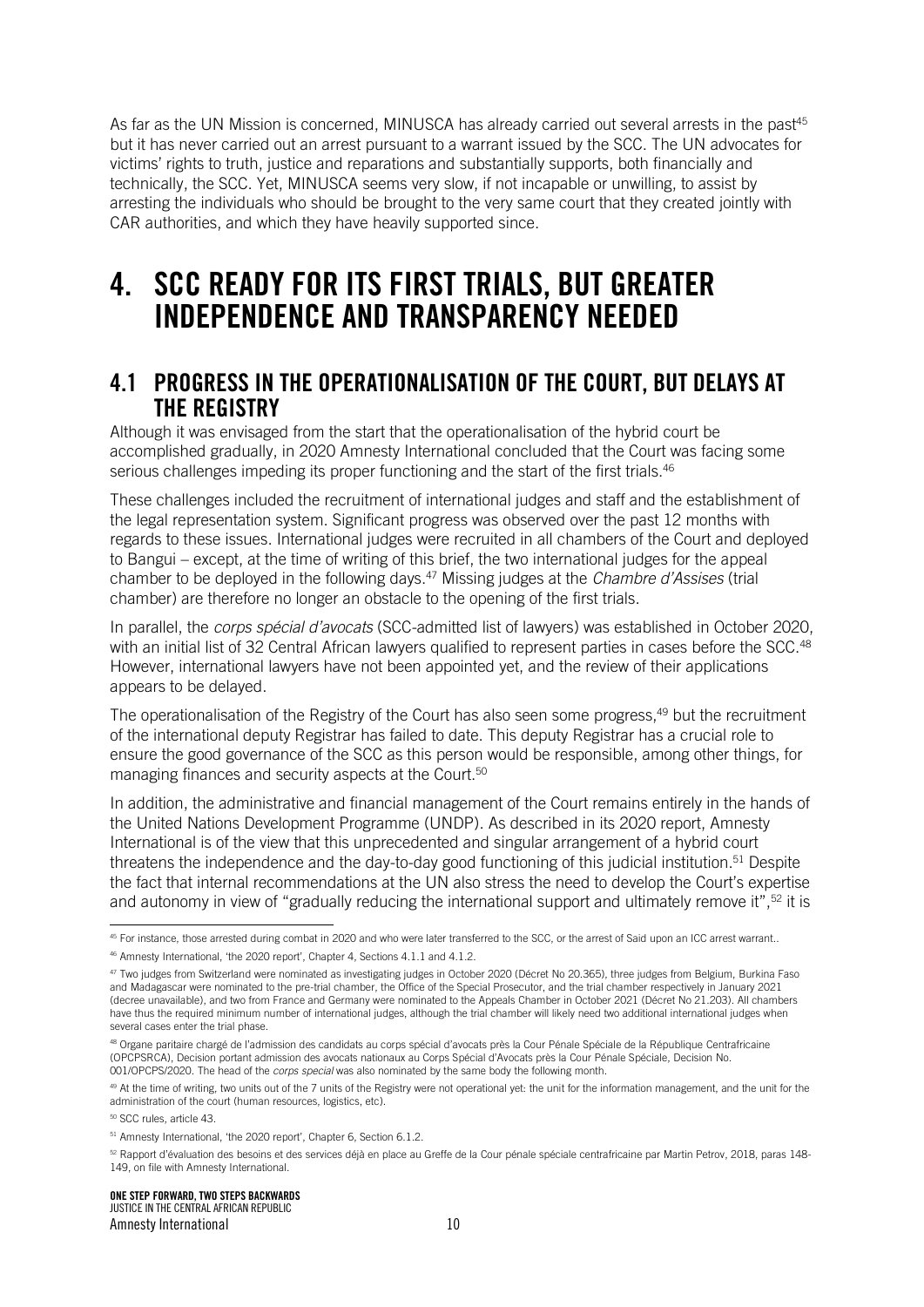As far as the UN Mission is concerned, MINUSCA has already carried out several arrests in the past[45] but it has never carried out an arrest pursuant to a warrant issued by the SCC. The UN advocates for victims' rights to truth, justice and reparations and substantially supports, both financially and technically, the SCC. Yet, MINUSCA seems very slow, if not incapable or unwilling, to assist by arresting the individuals who should be brought to the very same court that they created jointly with CAR authorities, and which they have heavily supported since.

# 4. SCC READY FOR ITS FIRST TRIALS, BUT GREATER INDEPENDENCE AND TRANSPARENCY NEEDED

## 4.1 PROGRESS IN THE OPERATIONALISATION OF THE COURT, BUT DELAYS AT THE REGISTRY

Although it was envisaged from the start that the operationalisation of the hybrid court be accomplished gradually, in 2020 Amnesty International concluded that the Court was facing some serious challenges impeding its proper functioning and the start of the first trials.[46]

These challenges included the recruitment of international judges and staff and the establishment of the legal representation system. Significant progress was observed over the past 12 months with regards to these issues. International judges were recruited in all chambers of the Court and deployed to Bangui – except, at the time of writing of this brief, the two international judges for the appeal chamber to be deployed in the following days.[47] Missing judges at the *Chambre d'Assises* (trial chamber) are therefore no longer an obstacle to the opening of the first trials.

In parallel, the *corps spécial d'avocats* (SCC-admitted list of lawyers) was established in October 2020, with an initial list of 32 Central African lawyers qualified to represent parties in cases before the SCC.[48] However, international lawyers have not been appointed yet, and the review of their applications appears to be delayed.

The operationalisation of the Registry of the Court has also seen some progress,[49] but the recruitment of the international deputy Registrar has failed to date. This deputy Registrar has a crucial role to ensure the good governance of the SCC as this person would be responsible, among other things, for managing finances and security aspects at the Court.[50]

In addition, the administrative and financial management of the Court remains entirely in the hands of the United Nations Development Programme (UNDP). As described in its 2020 report, Amnesty International is of the view that this unprecedented and singular arrangement of a hybrid court threatens the independence and the day-to-day good functioning of this judicial institution.[51] Despite the fact that internal recommendations at the UN also stress the need to develop the Court's expertise and autonomy in view of "gradually reducing the international support and ultimately remove it",[52] it is

---

[45] For instance, those arrested during combat in 2020 and who were later transferred to the SCC, or the arrest of Said upon an ICC arrest warrant..

[46] Amnesty International, 'the 2020 report', Chapter 4, Sections 4.1.1 and 4.1.2.

[47] Two judges from Switzerland were nominated as investigating judges in October 2020 (Décret No 20.365), three judges from Belgium, Burkina Faso and Madagascar were nominated to the pre-trial chamber, the Office of the Special Prosecutor, and the trial chamber respectively in January 2021 (decree unavailable), and two from France and Germany were nominated to the Appeals Chamber in October 2021 (Décret No 21.203). All chambers have thus the required minimum number of international judges, although the trial chamber will likely need two additional international judges when several cases enter the trial phase.

[48] Organe paritaire chargé de l'admission des candidats au corps spécial d'avocats près la Cour Pénale Spéciale de la République Centrafricaine (OPCPSRCA), Decision portant admission des avocats nationaux au Corps Spécial d'Avocats près la Cour Pénale Spéciale, Decision No. 001/OPCPS/2020. The head of the *corps special* was also nominated by the same body the following month.

[49] At the time of writing, two units out of the 7 units of the Registry were not operational yet: the unit for the information management, and the unit for the administration of the court (human resources, logistics, etc).

[50] SCC rules, article 43.

[51] Amnesty International, 'the 2020 report', Chapter 6, Section 6.1.2.

[52] Rapport d'évaluation des besoins et des services déjà en place au Greffe de la Cour pénale spéciale centrafricaine par Martin Petrov, 2018, paras 148-149, on file with Amnesty International.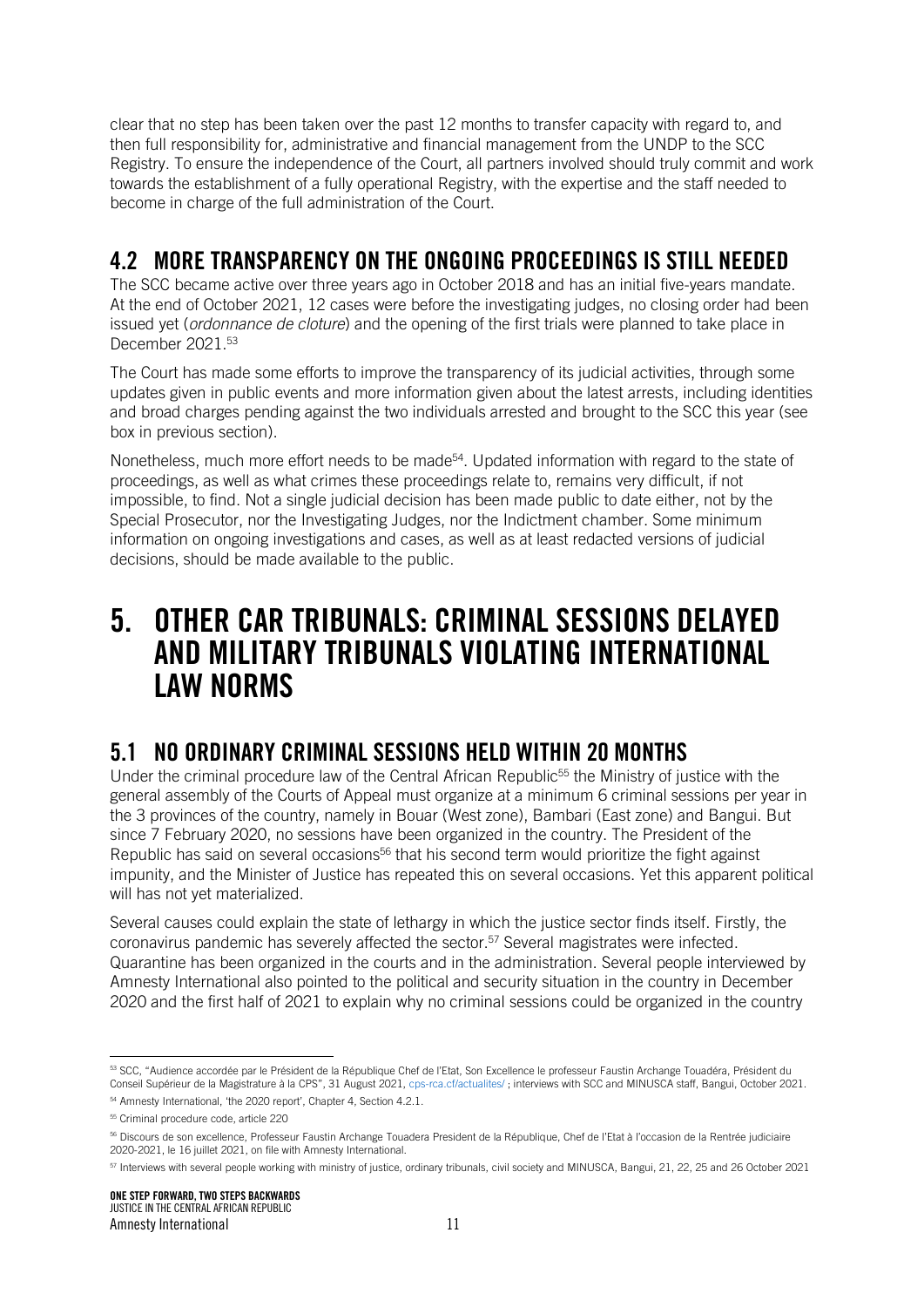clear that no step has been taken over the past 12 months to transfer capacity with regard to, and then full responsibility for, administrative and financial management from the UNDP to the SCC Registry. To ensure the independence of the Court, all partners involved should truly commit and work towards the establishment of a fully operational Registry, with the expertise and the staff needed to become in charge of the full administration of the Court.

## 4.2 MORE TRANSPARENCY ON THE ONGOING PROCEEDINGS IS STILL NEEDED

The SCC became active over three years ago in October 2018 and has an initial five-years mandate. At the end of October 2021, 12 cases were before the investigating judges, no closing order had been issued yet (*ordonnance de cloture*) and the opening of the first trials were planned to take place in December 2021.[53]

The Court has made some efforts to improve the transparency of its judicial activities, through some updates given in public events and more information given about the latest arrests, including identities and broad charges pending against the two individuals arrested and brought to the SCC this year (see box in previous section).

Nonetheless, much more effort needs to be made[54]. Updated information with regard to the state of proceedings, as well as what crimes these proceedings relate to, remains very difficult, if not impossible, to find. Not a single judicial decision has been made public to date either, not by the Special Prosecutor, nor the Investigating Judges, nor the Indictment chamber. Some minimum information on ongoing investigations and cases, as well as at least redacted versions of judicial decisions, should be made available to the public.

# 5. OTHER CAR TRIBUNALS: CRIMINAL SESSIONS DELAYED AND MILITARY TRIBUNALS VIOLATING INTERNATIONAL LAW NORMS

## 5.1 NO ORDINARY CRIMINAL SESSIONS HELD WITHIN 20 MONTHS

Under the criminal procedure law of the Central African Republic[55] the Ministry of justice with the general assembly of the Courts of Appeal must organize at a minimum 6 criminal sessions per year in the 3 provinces of the country, namely in Bouar (West zone), Bambari (East zone) and Bangui. But since 7 February 2020, no sessions have been organized in the country. The President of the Republic has said on several occasions[56] that his second term would prioritize the fight against impunity, and the Minister of Justice has repeated this on several occasions. Yet this apparent political will has not yet materialized.

Several causes could explain the state of lethargy in which the justice sector finds itself. Firstly, the coronavirus pandemic has severely affected the sector.[57] Several magistrates were infected. Quarantine has been organized in the courts and in the administration. Several people interviewed by Amnesty International also pointed to the political and security situation in the country in December 2020 and the first half of 2021 to explain why no criminal sessions could be organized in the country

---

[53] SCC, "Audience accordée par le Président de la République Chef de l'Etat, Son Excellence le professeur Faustin Archange Touadéra, Président du Conseil Supérieur de la Magistrature à la CPS", 31 August 2021, cps-rca.cf/actualites/ ; interviews with SCC and MINUSCA staff, Bangui, October 2021.

[54] Amnesty International, 'the 2020 report', Chapter 4, Section 4.2.1.

[55] Criminal procedure code, article 220

[56] Discours de son excellence, Professeur Faustin Archange Touadera President de la République, Chef de l'Etat à l'occasion de la Rentrée judiciaire 2020-2021, le 16 juillet 2021, on file with Amnesty International.

[57] Interviews with several people working with ministry of justice, ordinary tribunals, civil society and MINUSCA, Bangui, 21, 22, 25 and 26 October 2021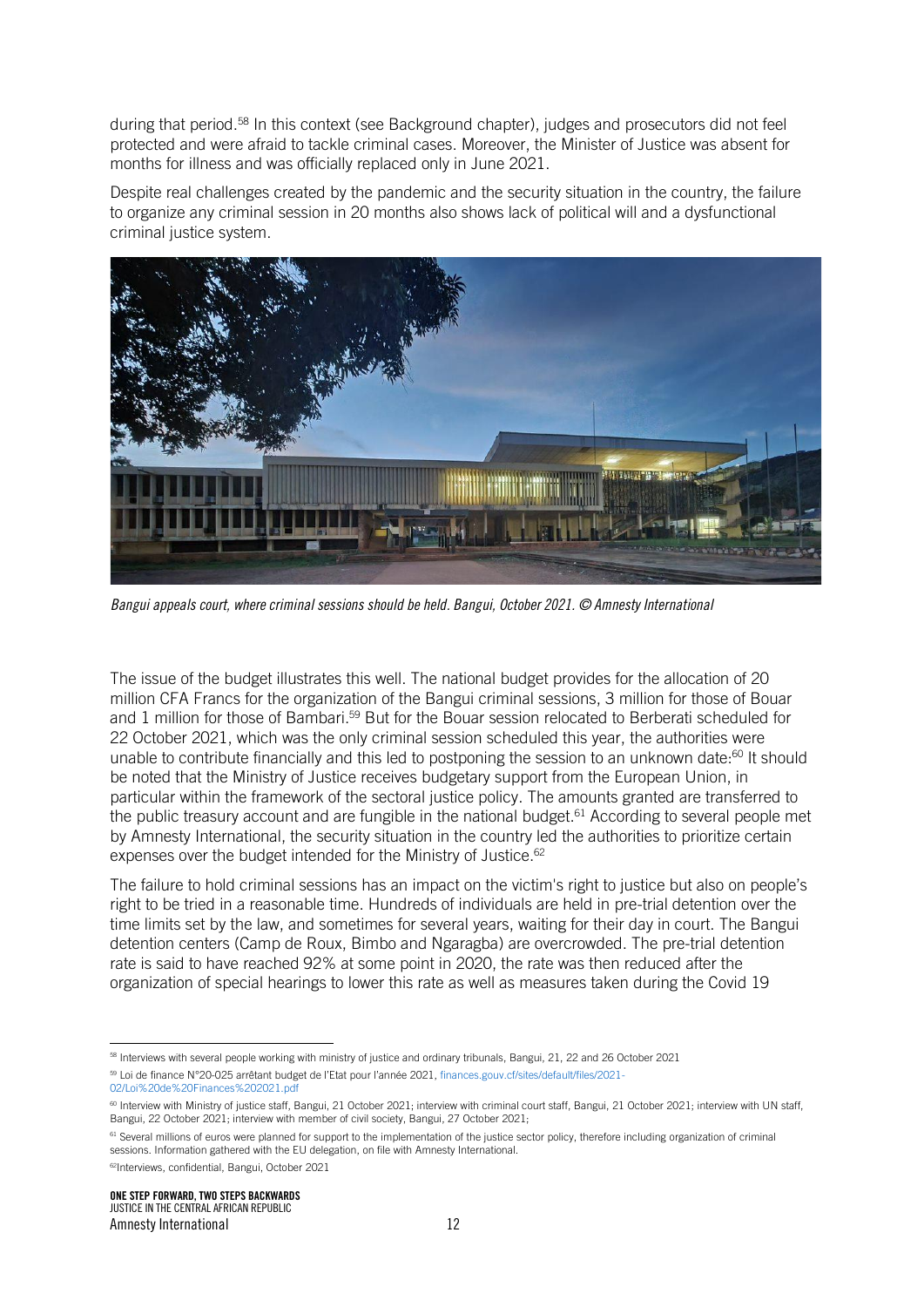during that period.[58] In this context (see Background chapter), judges and prosecutors did not feel protected and were afraid to tackle criminal cases. Moreover, the Minister of Justice was absent for months for illness and was officially replaced only in June 2021.

Despite real challenges created by the pandemic and the security situation in the country, the failure to organize any criminal session in 20 months also shows lack of political will and a dysfunctional criminal justice system.

*Bangui appeals court, where criminal sessions should be held. Bangui, October 2021. © Amnesty International*

The issue of the budget illustrates this well. The national budget provides for the allocation of 20 million CFA Francs for the organization of the Bangui criminal sessions, 3 million for those of Bouar and 1 million for those of Bambari.[59] But for the Bouar session relocated to Berberati scheduled for 22 October 2021, which was the only criminal session scheduled this year, the authorities were unable to contribute financially and this led to postponing the session to an unknown date:[60] It should be noted that the Ministry of Justice receives budgetary support from the European Union, in particular within the framework of the sectoral justice policy. The amounts granted are transferred to the public treasury account and are fungible in the national budget.[61] According to several people met by Amnesty International, the security situation in the country led the authorities to prioritize certain expenses over the budget intended for the Ministry of Justice.[62]

The failure to hold criminal sessions has an impact on the victim's right to justice but also on people's right to be tried in a reasonable time. Hundreds of individuals are held in pre-trial detention over the time limits set by the law, and sometimes for several years, waiting for their day in court. The Bangui detention centers (Camp de Roux, Bimbo and Ngaragba) are overcrowded. The pre-trial detention rate is said to have reached 92% at some point in 2020, the rate was then reduced after the organization of special hearings to lower this rate as well as measures taken during the Covid 19

---

[58] Interviews with several people working with ministry of justice and ordinary tribunals, Bangui, 21, 22 and 26 October 2021

[59] Loi de finance N°20-025 arrêtant budget de l'Etat pour l'année 2021, finances.gouv.cf/sites/default/files/2021-02/Loi%20de%20Finances%202021.pdf

[60] Interview with Ministry of justice staff, Bangui, 21 October 2021; interview with criminal court staff, Bangui, 21 October 2021; interview with UN staff, Bangui, 22 October 2021; interview with member of civil society, Bangui, 27 October 2021;

[61] Several millions of euros were planned for support to the implementation of the justice sector policy, therefore including organization of criminal sessions. Information gathered with the EU delegation, on file with Amnesty International.

[62] Interviews, confidential, Bangui, October 2021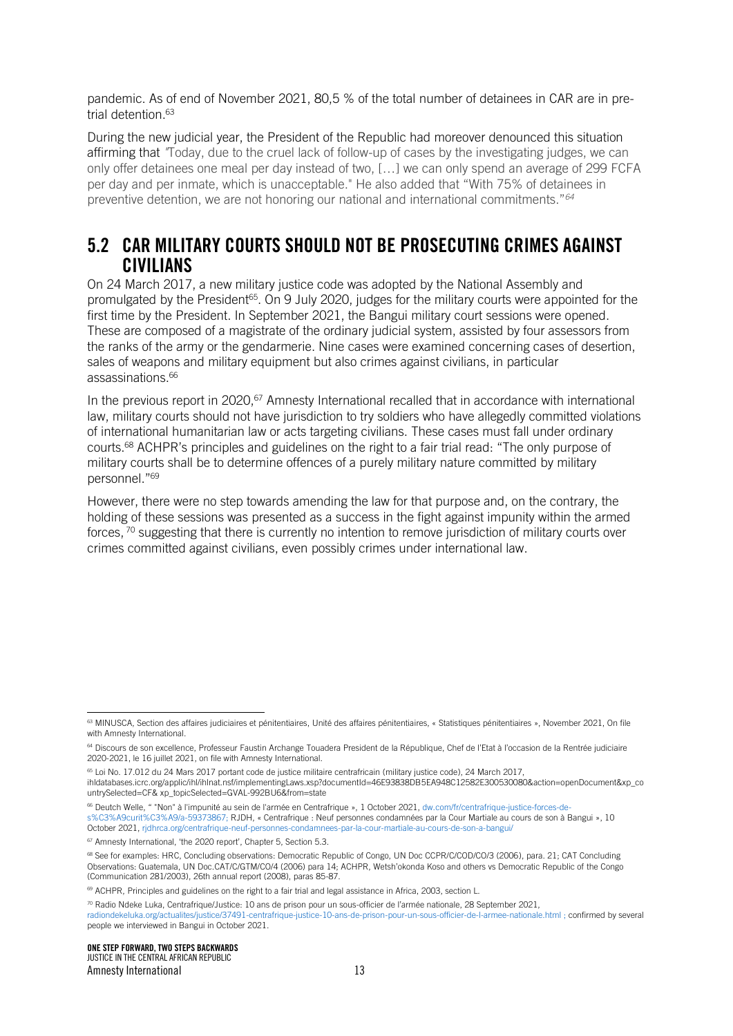pandemic. As of end of November 2021, 80,5 % of the total number of detainees in CAR are in pre-trial detention.[63]

During the new judicial year, the President of the Republic had moreover denounced this situation affirming that "Today, due to the cruel lack of follow-up of cases by the investigating judges, we can only offer detainees one meal per day instead of two, […] we can only spend an average of 299 FCFA per day and per inmate, which is unacceptable." He also added that "With 75% of detainees in preventive detention, we are not honoring our national and international commitments."[64]

## 5.2 CAR MILITARY COURTS SHOULD NOT BE PROSECUTING CRIMES AGAINST CIVILIANS

On 24 March 2017, a new military justice code was adopted by the National Assembly and promulgated by the President[65]. On 9 July 2020, judges for the military courts were appointed for the first time by the President. In September 2021, the Bangui military court sessions were opened. These are composed of a magistrate of the ordinary judicial system, assisted by four assessors from the ranks of the army or the gendarmerie. Nine cases were examined concerning cases of desertion, sales of weapons and military equipment but also crimes against civilians, in particular assassinations.[66]

In the previous report in 2020,[67] Amnesty International recalled that in accordance with international law, military courts should not have jurisdiction to try soldiers who have allegedly committed violations of international humanitarian law or acts targeting civilians. These cases must fall under ordinary courts.[68] ACHPR's principles and guidelines on the right to a fair trial read: "The only purpose of military courts shall be to determine offences of a purely military nature committed by military personnel."[69]

However, there were no step towards amending the law for that purpose and, on the contrary, the holding of these sessions was presented as a success in the fight against impunity within the armed forces,[70] suggesting that there is currently no intention to remove jurisdiction of military courts over crimes committed against civilians, even possibly crimes under international law.

---

[63] MINUSCA, Section des affaires judiciaires et pénitentiaires, Unité des affaires pénitentiaires, « Statistiques pénitentiaires », November 2021, On file with Amnesty International.

[64] Discours de son excellence, Professeur Faustin Archange Touadera President de la République, Chef de l'Etat à l'occasion de la Rentrée judiciaire 2020-2021, le 16 juillet 2021, on file with Amnesty International.

[65] Loi No. 17.012 du 24 Mars 2017 portant code de justice militaire centrafricain (military justice code), 24 March 2017, ihldatabases.icrc.org/applic/ihl/ihlnat.nsf/implementingLaws.xsp?documentId=46E93838DB5EA948C12582E300530080&action=openDocument&xp_countrySelected=CF& xp_topicSelected=GVAL-992BU6&from=state

[66] Deutch Welle, " "Non" à l'impunité au sein de l'armée en Centrafrique », 1 October 2021, dw.com/fr/centrafrique-justice-forces-de-s%C3%A9curit%C3%A9/a-59373867; RJDH, « Centrafrique : Neuf personnes condamnées par la Cour Martiale au cours de son à Bangui », 10 October 2021, rjdhrca.org/centrafrique-neuf-personnes-condamnees-par-la-cour-martiale-au-cours-de-son-a-bangui/

[67] Amnesty International, 'the 2020 report', Chapter 5, Section 5.3.

[68] See for examples: HRC, Concluding observations: Democratic Republic of Congo, UN Doc CCPR/C/COD/CO/3 (2006), para. 21; CAT Concluding Observations: Guatemala, UN Doc.CAT/C/GTM/CO/4 (2006) para 14; ACHPR, Wetsh'okonda Koso and others vs Democratic Republic of the Congo (Communication 281/2003), 26th annual report (2008), paras 85-87.

[69] ACHPR, Principles and guidelines on the right to a fair trial and legal assistance in Africa, 2003, section L.

[70] Radio Ndeke Luka, Centrafrique/Justice: 10 ans de prison pour un sous-officier de l'armée nationale, 28 September 2021, radiondekeluka.org/actualites/justice/37491-centrafrique-justice-10-ans-de-prison-pour-un-sous-officier-de-l-armee-nationale.html ; confirmed by several people we interviewed in Bangui in October 2021.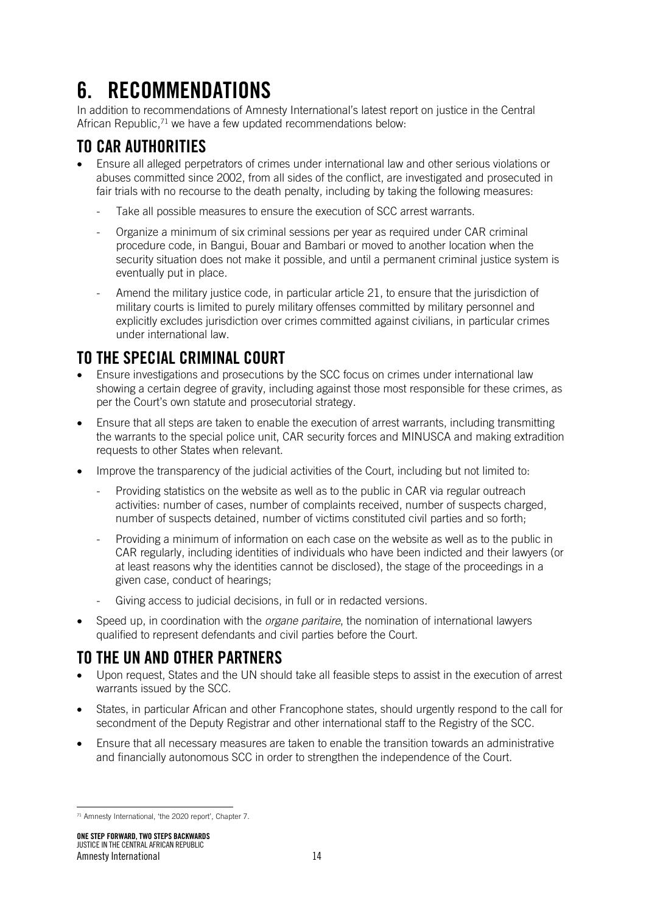# 6. RECOMMENDATIONS

In addition to recommendations of Amnesty International's latest report on justice in the Central African Republic,[71] we have a few updated recommendations below:

## TO CAR AUTHORITIES

- Ensure all alleged perpetrators of crimes under international law and other serious violations or abuses committed since 2002, from all sides of the conflict, are investigated and prosecuted in fair trials with no recourse to the death penalty, including by taking the following measures:
  - Take all possible measures to ensure the execution of SCC arrest warrants.
  - Organize a minimum of six criminal sessions per year as required under CAR criminal procedure code, in Bangui, Bouar and Bambari or moved to another location when the security situation does not make it possible, and until a permanent criminal justice system is eventually put in place.
  - Amend the military justice code, in particular article 21, to ensure that the jurisdiction of military courts is limited to purely military offenses committed by military personnel and explicitly excludes jurisdiction over crimes committed against civilians, in particular crimes under international law.

## TO THE SPECIAL CRIMINAL COURT

- Ensure investigations and prosecutions by the SCC focus on crimes under international law showing a certain degree of gravity, including against those most responsible for these crimes, as per the Court's own statute and prosecutorial strategy.
- Ensure that all steps are taken to enable the execution of arrest warrants, including transmitting the warrants to the special police unit, CAR security forces and MINUSCA and making extradition requests to other States when relevant.
- Improve the transparency of the judicial activities of the Court, including but not limited to:
  - Providing statistics on the website as well as to the public in CAR via regular outreach activities: number of cases, number of complaints received, number of suspects charged, number of suspects detained, number of victims constituted civil parties and so forth;
  - Providing a minimum of information on each case on the website as well as to the public in CAR regularly, including identities of individuals who have been indicted and their lawyers (or at least reasons why the identities cannot be disclosed), the stage of the proceedings in a given case, conduct of hearings;
  - Giving access to judicial decisions, in full or in redacted versions.
- Speed up, in coordination with the *organe paritaire*, the nomination of international lawyers qualified to represent defendants and civil parties before the Court.

## TO THE UN AND OTHER PARTNERS

- Upon request, States and the UN should take all feasible steps to assist in the execution of arrest warrants issued by the SCC.
- States, in particular African and other Francophone states, should urgently respond to the call for secondment of the Deputy Registrar and other international staff to the Registry of the SCC.
- Ensure that all necessary measures are taken to enable the transition towards an administrative and financially autonomous SCC in order to strengthen the independence of the Court.

[71] Amnesty International, 'the 2020 report', Chapter 7.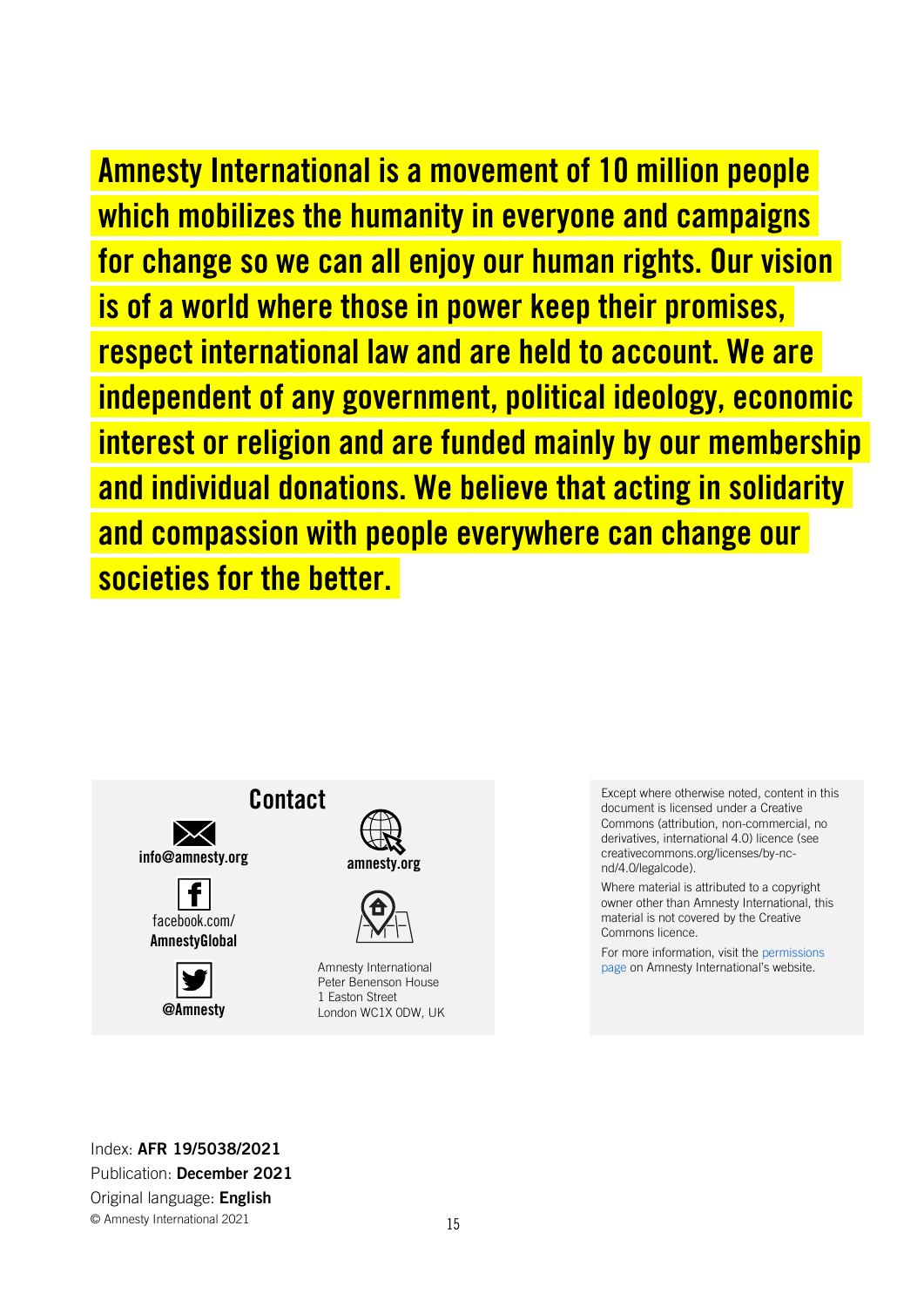**Amnesty International is a movement of 10 million people which mobilizes the humanity in everyone and campaigns for change so we can all enjoy our human rights. Our vision is of a world where those in power keep their promises, respect international law and are held to account. We are independent of any government, political ideology, economic interest or religion and are funded mainly by our membership and individual donations. We believe that acting in solidarity and compassion with people everywhere can change our societies for the better.**

## Contact

**info@amnesty.org**

**amnesty.org**

facebook.com/
**AmnestyGlobal**

**@Amnesty**

Amnesty International
Peter Benenson House
1 Easton Street
London WC1X 0DW, UK

Except where otherwise noted, content in this document is licensed under a Creative Commons (attribution, non-commercial, no derivatives, international 4.0) licence (see creativecommons.org/licenses/by-nc-nd/4.0/legalcode).

Where material is attributed to a copyright owner other than Amnesty International, this material is not covered by the Creative Commons licence.

For more information, visit the permissions page on Amnesty International's website.

Index: **AFR 19/5038/2021**
Publication: **December 2021**
Original language: **English**
© Amnesty International 2021